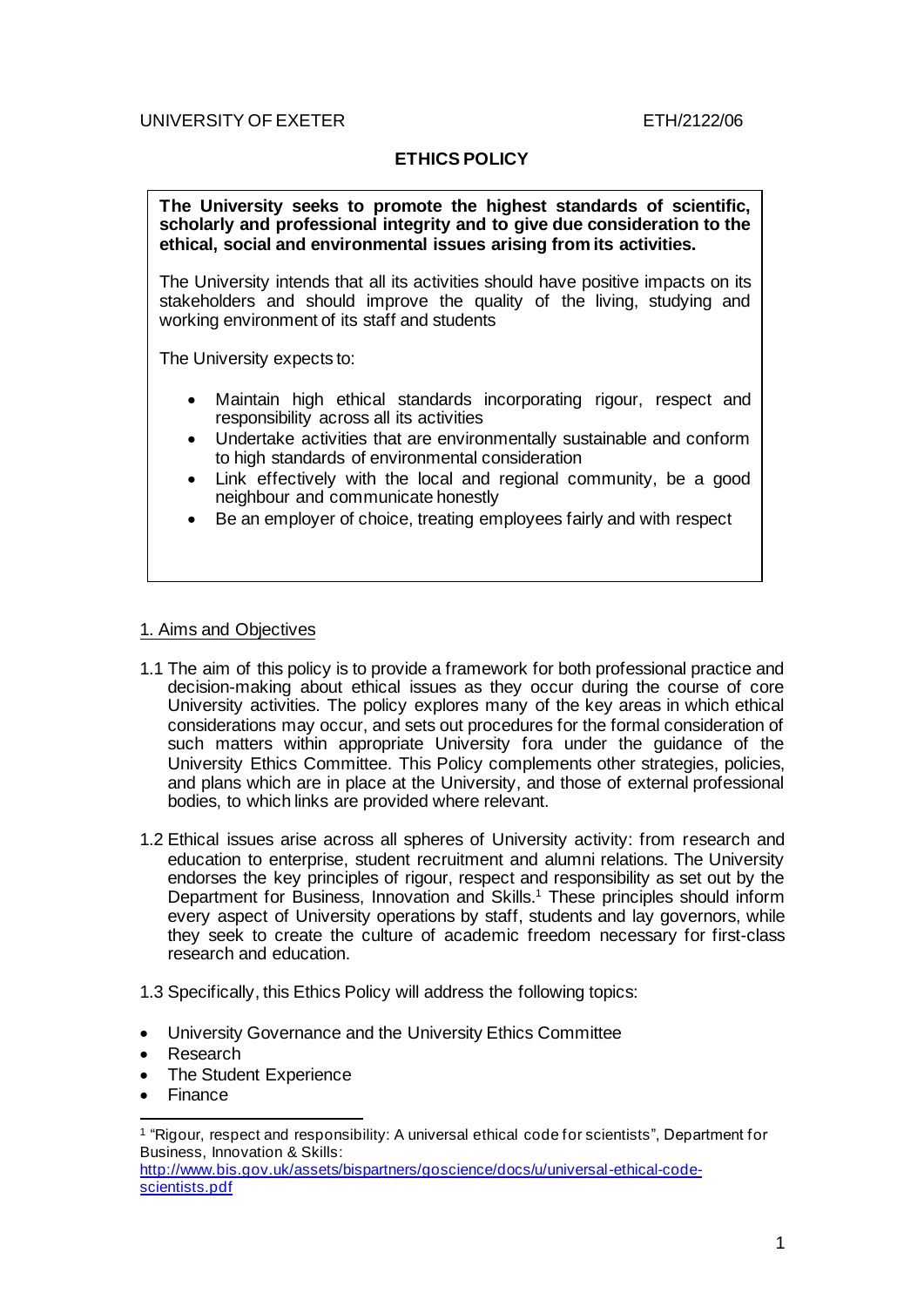UNIVERSITY OF EXETER ETH/2122/06

# ETHICS POLICY

**The University seeks to promote the highest standards of scientific, scholarly and professional integrity and to give due consideration to the ethical, social and environmental issues arising from its activities.**

The University intends that all its activities should have positive impacts on its stakeholders and should improve the quality of the living, studying and working environment of its staff and students

The University expects to:

- Maintain high ethical standards incorporating rigour, respect and responsibility across all its activities
- Undertake activities that are environmentally sustainable and conform to high standards of environmental consideration
- Link effectively with the local and regional community, be a good neighbour and communicate honestly
- Be an employer of choice, treating employees fairly and with respect

## 1. Aims and Objectives

1.1 The aim of this policy is to provide a framework for both professional practice and decision-making about ethical issues as they occur during the course of core University activities. The policy explores many of the key areas in which ethical considerations may occur, and sets out procedures for the formal consideration of such matters within appropriate University fora under the guidance of the University Ethics Committee. This Policy complements other strategies, policies, and plans which are in place at the University, and those of external professional bodies, to which links are provided where relevant.

1.2 Ethical issues arise across all spheres of University activity: from research and education to enterprise, student recruitment and alumni relations. The University endorses the key principles of rigour, respect and responsibility as set out by the Department for Business, Innovation and Skills.[1] These principles should inform every aspect of University operations by staff, students and lay governors, while they seek to create the culture of academic freedom necessary for first-class research and education.

1.3 Specifically, this Ethics Policy will address the following topics:

- University Governance and the University Ethics Committee
- Research
- The Student Experience
- Finance

[1] "Rigour, respect and responsibility: A universal ethical code for scientists", Department for Business, Innovation & Skills: http://www.bis.gov.uk/assets/bispartners/goscience/docs/u/universal-ethical-code-scientists.pdf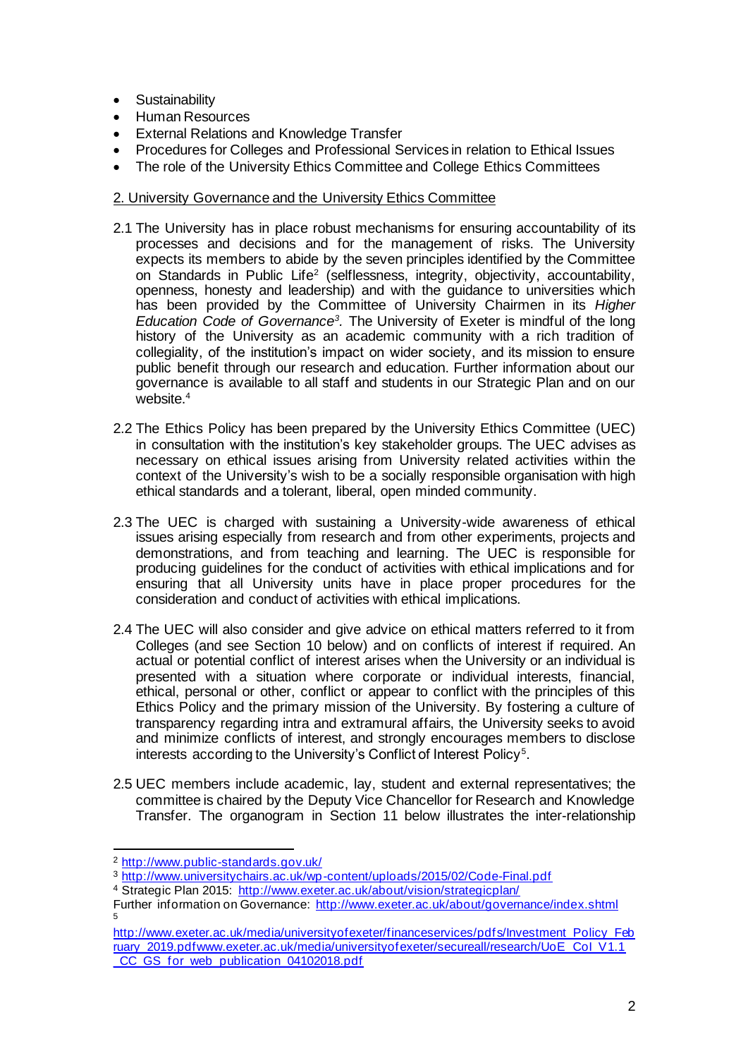- Sustainability
- Human Resources
- External Relations and Knowledge Transfer
- Procedures for Colleges and Professional Services in relation to Ethical Issues
- The role of the University Ethics Committee and College Ethics Committees

## 2. University Governance and the University Ethics Committee

2.1 The University has in place robust mechanisms for ensuring accountability of its processes and decisions and for the management of risks. The University expects its members to abide by the seven principles identified by the Committee on Standards in Public Life[2] (selflessness, integrity, objectivity, accountability, openness, honesty and leadership) and with the guidance to universities which has been provided by the Committee of University Chairmen in its *Higher Education Code of Governance*[3]. The University of Exeter is mindful of the long history of the University as an academic community with a rich tradition of collegiality, of the institution's impact on wider society, and its mission to ensure public benefit through our research and education. Further information about our governance is available to all staff and students in our Strategic Plan and on our website.[4]

2.2 The Ethics Policy has been prepared by the University Ethics Committee (UEC) in consultation with the institution's key stakeholder groups. The UEC advises as necessary on ethical issues arising from University related activities within the context of the University's wish to be a socially responsible organisation with high ethical standards and a tolerant, liberal, open minded community.

2.3 The UEC is charged with sustaining a University-wide awareness of ethical issues arising especially from research and from other experiments, projects and demonstrations, and from teaching and learning. The UEC is responsible for producing guidelines for the conduct of activities with ethical implications and for ensuring that all University units have in place proper procedures for the consideration and conduct of activities with ethical implications.

2.4 The UEC will also consider and give advice on ethical matters referred to it from Colleges (and see Section 10 below) and on conflicts of interest if required. An actual or potential conflict of interest arises when the University or an individual is presented with a situation where corporate or individual interests, financial, ethical, personal or other, conflict or appear to conflict with the principles of this Ethics Policy and the primary mission of the University. By fostering a culture of transparency regarding intra and extramural affairs, the University seeks to avoid and minimize conflicts of interest, and strongly encourages members to disclose interests according to the University's Conflict of Interest Policy[5].

2.5 UEC members include academic, lay, student and external representatives; the committee is chaired by the Deputy Vice Chancellor for Research and Knowledge Transfer. The organogram in Section 11 below illustrates the inter-relationship

---

[2] http://www.public-standards.gov.uk/

[3] http://www.universitychairs.ac.uk/wp-content/uploads/2015/02/Code-Final.pdf

[4] Strategic Plan 2015: http://www.exeter.ac.uk/about/vision/strategicplan/

Further information on Governance: http://www.exeter.ac.uk/about/governance/index.shtml

[5] http://www.exeter.ac.uk/media/universityofexeter/financeservices/pdfs/Investment_Policy_February_2019.pdfwww.exeter.ac.uk/media/universityofexeter/secureall/research/UoE_CoI_V1.1_CC_GS_for_web_publication_04102018.pdf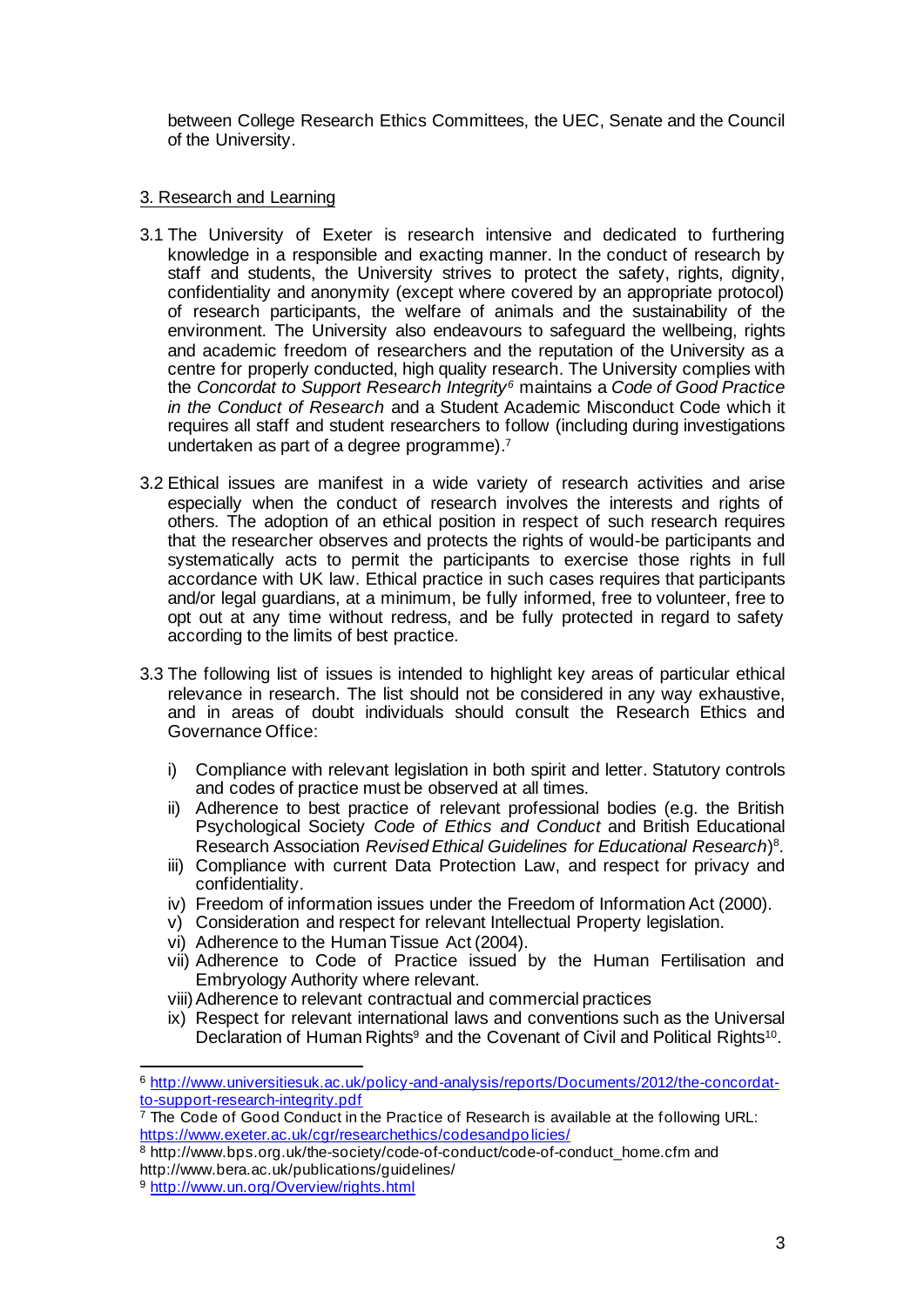between College Research Ethics Committees, the UEC, Senate and the Council of the University.

## 3. Research and Learning

3.1 The University of Exeter is research intensive and dedicated to furthering knowledge in a responsible and exacting manner. In the conduct of research by staff and students, the University strives to protect the safety, rights, dignity, confidentiality and anonymity (except where covered by an appropriate protocol) of research participants, the welfare of animals and the sustainability of the environment. The University also endeavours to safeguard the wellbeing, rights and academic freedom of researchers and the reputation of the University as a centre for properly conducted, high quality research. The University complies with the *Concordat to Support Research Integrity*[6] maintains a *Code of Good Practice in the Conduct of Research* and a Student Academic Misconduct Code which it requires all staff and student researchers to follow (including during investigations undertaken as part of a degree programme).[7]

3.2 Ethical issues are manifest in a wide variety of research activities and arise especially when the conduct of research involves the interests and rights of others. The adoption of an ethical position in respect of such research requires that the researcher observes and protects the rights of would-be participants and systematically acts to permit the participants to exercise those rights in full accordance with UK law. Ethical practice in such cases requires that participants and/or legal guardians, at a minimum, be fully informed, free to volunteer, free to opt out at any time without redress, and be fully protected in regard to safety according to the limits of best practice.

3.3 The following list of issues is intended to highlight key areas of particular ethical relevance in research. The list should not be considered in any way exhaustive, and in areas of doubt individuals should consult the Research Ethics and Governance Office:

i) Compliance with relevant legislation in both spirit and letter. Statutory controls and codes of practice must be observed at all times.
ii) Adherence to best practice of relevant professional bodies (e.g. the British Psychological Society *Code of Ethics and Conduct* and British Educational Research Association *Revised Ethical Guidelines for Educational Research*)[8].
iii) Compliance with current Data Protection Law, and respect for privacy and confidentiality.
iv) Freedom of information issues under the Freedom of Information Act (2000).
v) Consideration and respect for relevant Intellectual Property legislation.
vi) Adherence to the Human Tissue Act (2004).
vii) Adherence to Code of Practice issued by the Human Fertilisation and Embryology Authority where relevant.
viii) Adherence to relevant contractual and commercial practices
ix) Respect for relevant international laws and conventions such as the Universal Declaration of Human Rights[9] and the Covenant of Civil and Political Rights[10].

---

[6] http://www.universitiesuk.ac.uk/policy-and-analysis/reports/Documents/2012/the-concordat-to-support-research-integrity.pdf

[7] The Code of Good Conduct in the Practice of Research is available at the following URL: https://www.exeter.ac.uk/cgr/researchethics/codesandpolicies/

[8] http://www.bps.org.uk/the-society/code-of-conduct/code-of-conduct_home.cfm and http://www.bera.ac.uk/publications/guidelines/

[9] http://www.un.org/Overview/rights.html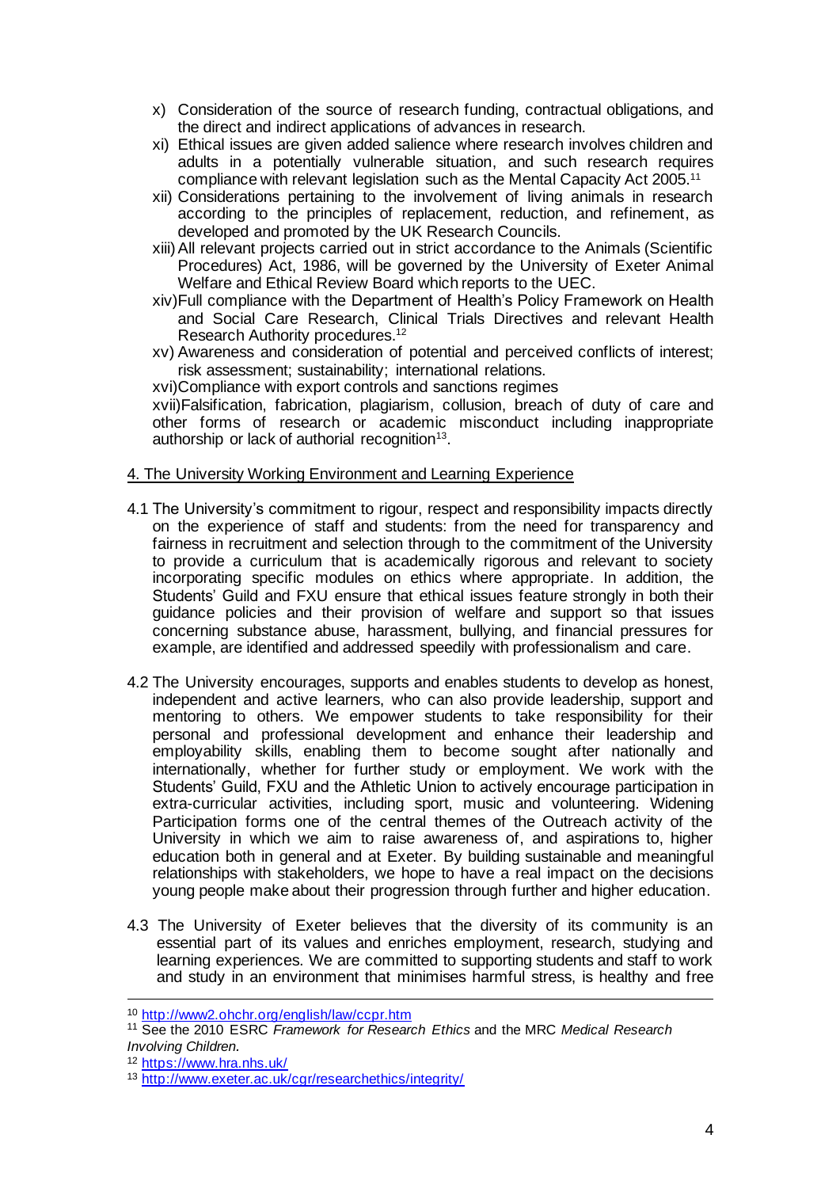x) Consideration of the source of research funding, contractual obligations, and the direct and indirect applications of advances in research.

xi) Ethical issues are given added salience where research involves children and adults in a potentially vulnerable situation, and such research requires compliance with relevant legislation such as the Mental Capacity Act 2005.[11]

xii) Considerations pertaining to the involvement of living animals in research according to the principles of replacement, reduction, and refinement, as developed and promoted by the UK Research Councils.

xiii) All relevant projects carried out in strict accordance to the Animals (Scientific Procedures) Act, 1986, will be governed by the University of Exeter Animal Welfare and Ethical Review Board which reports to the UEC.

xiv) Full compliance with the Department of Health's Policy Framework on Health and Social Care Research, Clinical Trials Directives and relevant Health Research Authority procedures.[12]

xv) Awareness and consideration of potential and perceived conflicts of interest; risk assessment; sustainability; international relations.

xvi) Compliance with export controls and sanctions regimes

xvii) Falsification, fabrication, plagiarism, collusion, breach of duty of care and other forms of research or academic misconduct including inappropriate authorship or lack of authorial recognition[13].

## 4. The University Working Environment and Learning Experience

4.1 The University's commitment to rigour, respect and responsibility impacts directly on the experience of staff and students: from the need for transparency and fairness in recruitment and selection through to the commitment of the University to provide a curriculum that is academically rigorous and relevant to society incorporating specific modules on ethics where appropriate. In addition, the Students' Guild and FXU ensure that ethical issues feature strongly in both their guidance policies and their provision of welfare and support so that issues concerning substance abuse, harassment, bullying, and financial pressures for example, are identified and addressed speedily with professionalism and care.

4.2 The University encourages, supports and enables students to develop as honest, independent and active learners, who can also provide leadership, support and mentoring to others. We empower students to take responsibility for their personal and professional development and enhance their leadership and employability skills, enabling them to become sought after nationally and internationally, whether for further study or employment. We work with the Students' Guild, FXU and the Athletic Union to actively encourage participation in extra-curricular activities, including sport, music and volunteering. Widening Participation forms one of the central themes of the Outreach activity of the University in which we aim to raise awareness of, and aspirations to, higher education both in general and at Exeter. By building sustainable and meaningful relationships with stakeholders, we hope to have a real impact on the decisions young people make about their progression through further and higher education.

4.3 The University of Exeter believes that the diversity of its community is an essential part of its values and enriches employment, research, studying and learning experiences. We are committed to supporting students and staff to work and study in an environment that minimises harmful stress, is healthy and free

---

[10] http://www2.ohchr.org/english/law/ccpr.htm

[11] See the 2010 ESRC *Framework for Research Ethics* and the MRC *Medical Research Involving Children.*

[12] https://www.hra.nhs.uk/

[13] http://www.exeter.ac.uk/cgr/researchethics/integrity/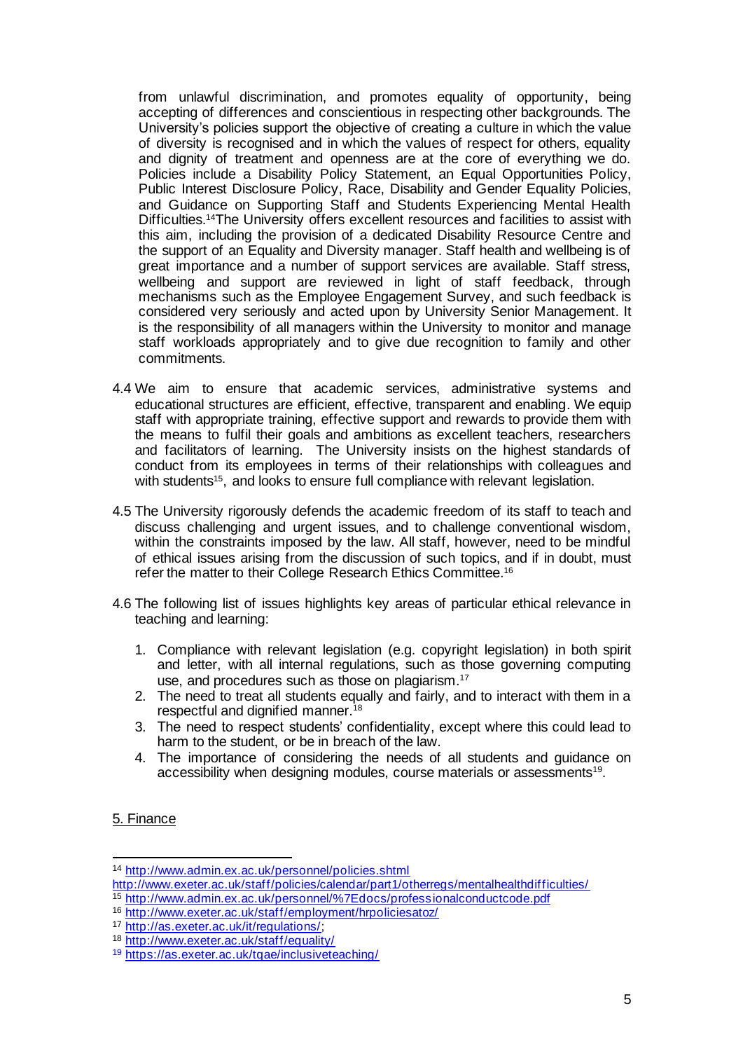from unlawful discrimination, and promotes equality of opportunity, being accepting of differences and conscientious in respecting other backgrounds. The University's policies support the objective of creating a culture in which the value of diversity is recognised and in which the values of respect for others, equality and dignity of treatment and openness are at the core of everything we do. Policies include a Disability Policy Statement, an Equal Opportunities Policy, Public Interest Disclosure Policy, Race, Disability and Gender Equality Policies, and Guidance on Supporting Staff and Students Experiencing Mental Health Difficulties.[14]The University offers excellent resources and facilities to assist with this aim, including the provision of a dedicated Disability Resource Centre and the support of an Equality and Diversity manager. Staff health and wellbeing is of great importance and a number of support services are available. Staff stress, wellbeing and support are reviewed in light of staff feedback, through mechanisms such as the Employee Engagement Survey, and such feedback is considered very seriously and acted upon by University Senior Management. It is the responsibility of all managers within the University to monitor and manage staff workloads appropriately and to give due recognition to family and other commitments.

4.4 We aim to ensure that academic services, administrative systems and educational structures are efficient, effective, transparent and enabling. We equip staff with appropriate training, effective support and rewards to provide them with the means to fulfil their goals and ambitions as excellent teachers, researchers and facilitators of learning. The University insists on the highest standards of conduct from its employees in terms of their relationships with colleagues and with students[15], and looks to ensure full compliance with relevant legislation.

4.5 The University rigorously defends the academic freedom of its staff to teach and discuss challenging and urgent issues, and to challenge conventional wisdom, within the constraints imposed by the law. All staff, however, need to be mindful of ethical issues arising from the discussion of such topics, and if in doubt, must refer the matter to their College Research Ethics Committee.[16]

4.6 The following list of issues highlights key areas of particular ethical relevance in teaching and learning:

1. Compliance with relevant legislation (e.g. copyright legislation) in both spirit and letter, with all internal regulations, such as those governing computing use, and procedures such as those on plagiarism.[17]
2. The need to treat all students equally and fairly, and to interact with them in a respectful and dignified manner.[18]
3. The need to respect students' confidentiality, except where this could lead to harm to the student, or be in breach of the law.
4. The importance of considering the needs of all students and guidance on accessibility when designing modules, course materials or assessments[19].

5. Finance

---

[14] http://www.admin.ex.ac.uk/personnel/policies.shtml
http://www.exeter.ac.uk/staff/policies/calendar/part1/otherregs/mentalhealthdifficulties/

[15] http://www.admin.ex.ac.uk/personnel/%7Edocs/professionalconductcode.pdf

[16] http://www.exeter.ac.uk/staff/employment/hrpoliciesatoz/

[17] http://as.exeter.ac.uk/it/regulations/;

[18] http://www.exeter.ac.uk/staff/equality/

[19] https://as.exeter.ac.uk/tqae/inclusiveteaching/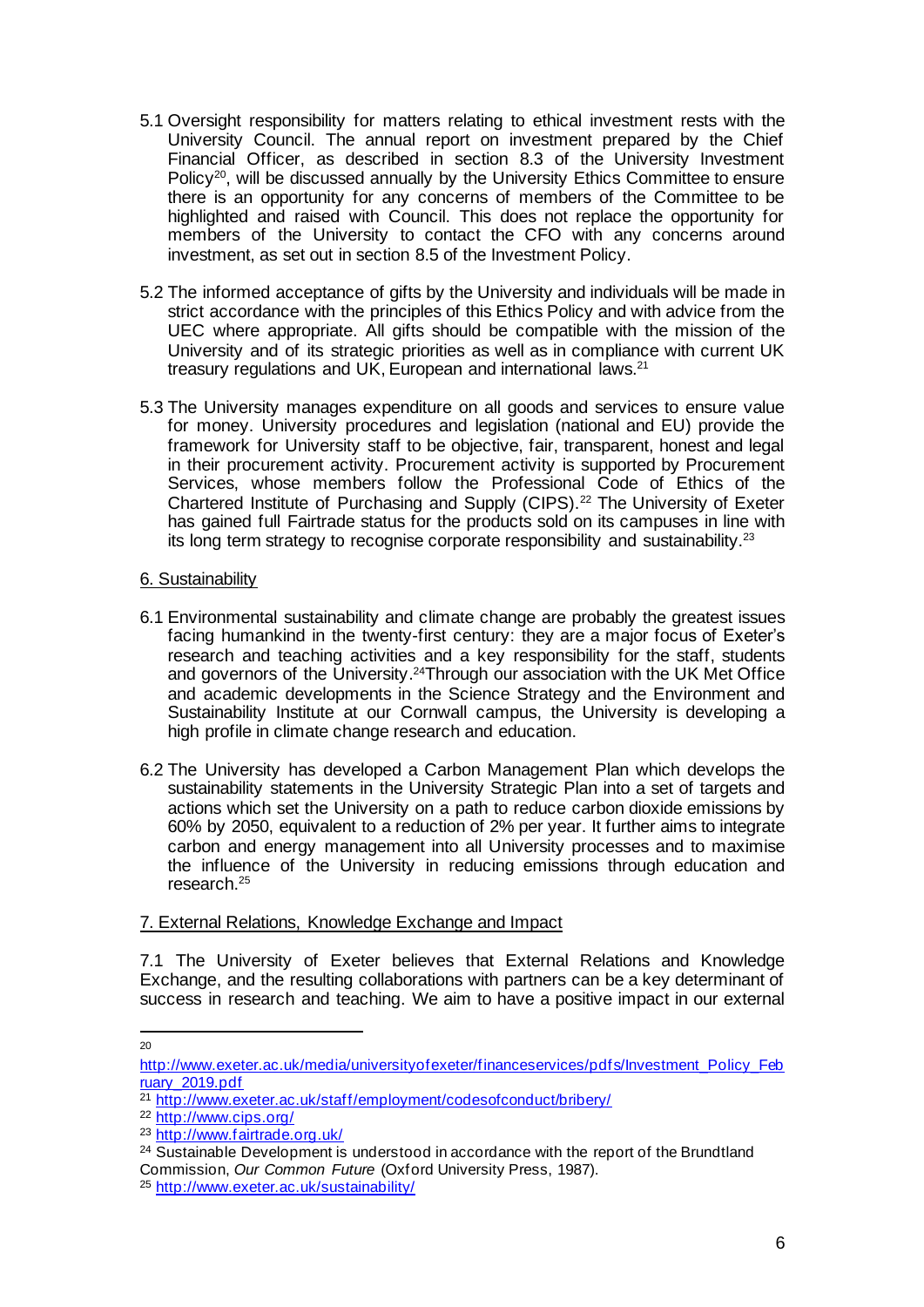5.1 Oversight responsibility for matters relating to ethical investment rests with the University Council. The annual report on investment prepared by the Chief Financial Officer, as described in section 8.3 of the University Investment Policy[20], will be discussed annually by the University Ethics Committee to ensure there is an opportunity for any concerns of members of the Committee to be highlighted and raised with Council. This does not replace the opportunity for members of the University to contact the CFO with any concerns around investment, as set out in section 8.5 of the Investment Policy.

5.2 The informed acceptance of gifts by the University and individuals will be made in strict accordance with the principles of this Ethics Policy and with advice from the UEC where appropriate. All gifts should be compatible with the mission of the University and of its strategic priorities as well as in compliance with current UK treasury regulations and UK, European and international laws.[21]

5.3 The University manages expenditure on all goods and services to ensure value for money. University procedures and legislation (national and EU) provide the framework for University staff to be objective, fair, transparent, honest and legal in their procurement activity. Procurement activity is supported by Procurement Services, whose members follow the Professional Code of Ethics of the Chartered Institute of Purchasing and Supply (CIPS).[22] The University of Exeter has gained full Fairtrade status for the products sold on its campuses in line with its long term strategy to recognise corporate responsibility and sustainability.[23]

## 6. Sustainability

6.1 Environmental sustainability and climate change are probably the greatest issues facing humankind in the twenty-first century: they are a major focus of Exeter's research and teaching activities and a key responsibility for the staff, students and governors of the University.[24] Through our association with the UK Met Office and academic developments in the Science Strategy and the Environment and Sustainability Institute at our Cornwall campus, the University is developing a high profile in climate change research and education.

6.2 The University has developed a Carbon Management Plan which develops the sustainability statements in the University Strategic Plan into a set of targets and actions which set the University on a path to reduce carbon dioxide emissions by 60% by 2050, equivalent to a reduction of 2% per year. It further aims to integrate carbon and energy management into all University processes and to maximise the influence of the University in reducing emissions through education and research.[25]

## 7. External Relations, Knowledge Exchange and Impact

7.1 The University of Exeter believes that External Relations and Knowledge Exchange, and the resulting collaborations with partners can be a key determinant of success in research and teaching. We aim to have a positive impact in our external

---

[20] http://www.exeter.ac.uk/media/universityofexeter/financeservices/pdfs/Investment_Policy_February_2019.pdf

[21] http://www.exeter.ac.uk/staff/employment/codesofconduct/bribery/

[22] http://www.cips.org/

[23] http://www.fairtrade.org.uk/

[24] Sustainable Development is understood in accordance with the report of the Brundtland Commission, *Our Common Future* (Oxford University Press, 1987).

[25] http://www.exeter.ac.uk/sustainability/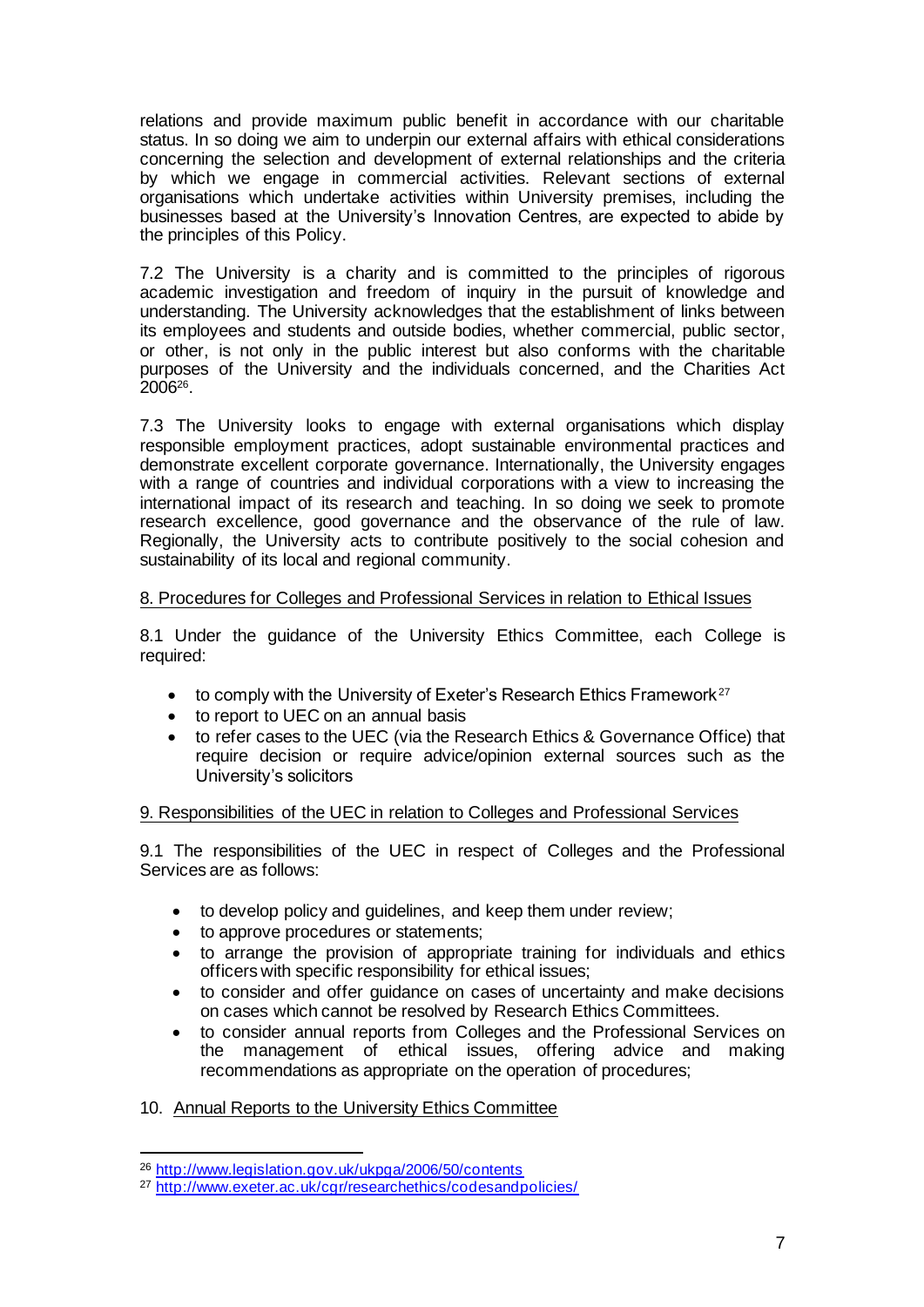relations and provide maximum public benefit in accordance with our charitable status. In so doing we aim to underpin our external affairs with ethical considerations concerning the selection and development of external relationships and the criteria by which we engage in commercial activities. Relevant sections of external organisations which undertake activities within University premises, including the businesses based at the University's Innovation Centres, are expected to abide by the principles of this Policy.

7.2 The University is a charity and is committed to the principles of rigorous academic investigation and freedom of inquiry in the pursuit of knowledge and understanding. The University acknowledges that the establishment of links between its employees and students and outside bodies, whether commercial, public sector, or other, is not only in the public interest but also conforms with the charitable purposes of the University and the individuals concerned, and the Charities Act 2006[26].

7.3 The University looks to engage with external organisations which display responsible employment practices, adopt sustainable environmental practices and demonstrate excellent corporate governance. Internationally, the University engages with a range of countries and individual corporations with a view to increasing the international impact of its research and teaching. In so doing we seek to promote research excellence, good governance and the observance of the rule of law. Regionally, the University acts to contribute positively to the social cohesion and sustainability of its local and regional community.

## 8. Procedures for Colleges and Professional Services in relation to Ethical Issues

8.1 Under the guidance of the University Ethics Committee, each College is required:

- to comply with the University of Exeter's Research Ethics Framework[27]
- to report to UEC on an annual basis
- to refer cases to the UEC (via the Research Ethics & Governance Office) that require decision or require advice/opinion external sources such as the University's solicitors

## 9. Responsibilities of the UEC in relation to Colleges and Professional Services

9.1 The responsibilities of the UEC in respect of Colleges and the Professional Services are as follows:

- to develop policy and guidelines, and keep them under review;
- to approve procedures or statements;
- to arrange the provision of appropriate training for individuals and ethics officers with specific responsibility for ethical issues;
- to consider and offer guidance on cases of uncertainty and make decisions on cases which cannot be resolved by Research Ethics Committees.
- to consider annual reports from Colleges and the Professional Services on the management of ethical issues, offering advice and making recommendations as appropriate on the operation of procedures;

## 10. Annual Reports to the University Ethics Committee

[26] http://www.legislation.gov.uk/ukpga/2006/50/contents

[27] http://www.exeter.ac.uk/cgr/researchethics/codesandpolicies/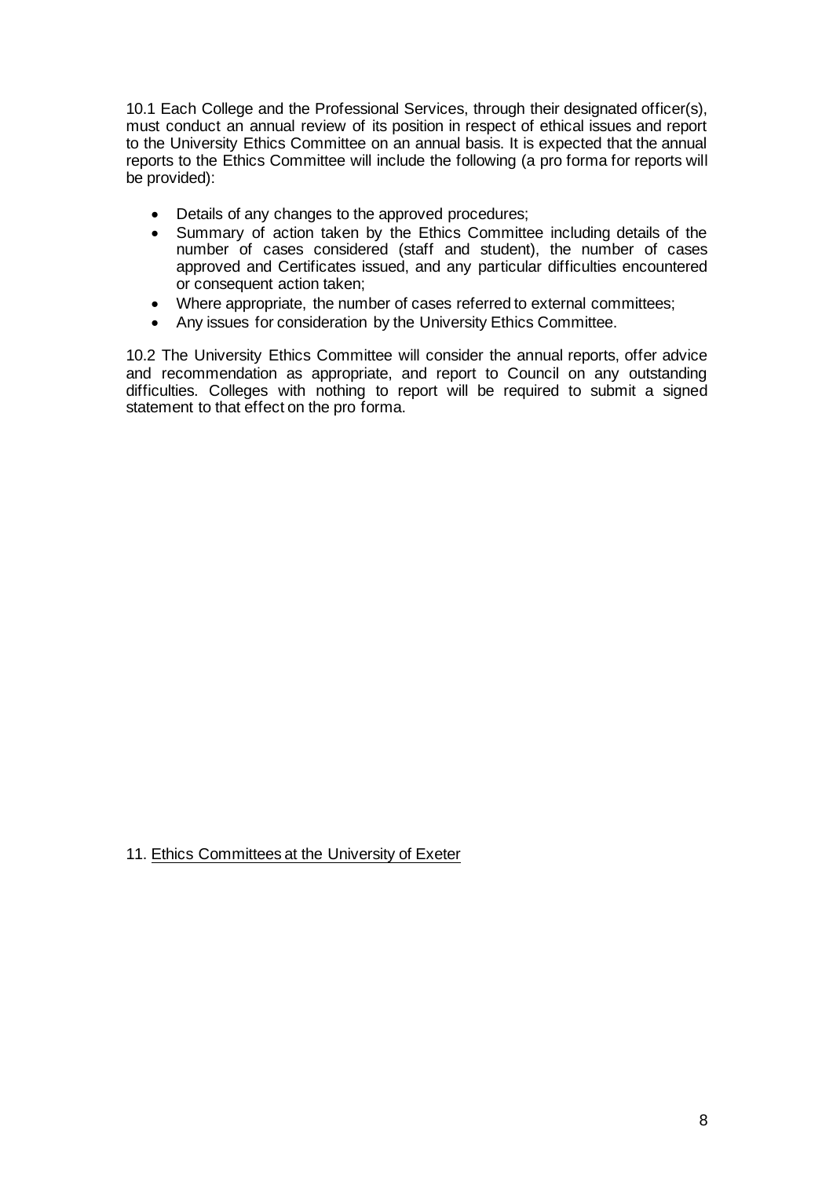10.1 Each College and the Professional Services, through their designated officer(s), must conduct an annual review of its position in respect of ethical issues and report to the University Ethics Committee on an annual basis. It is expected that the annual reports to the Ethics Committee will include the following (a pro forma for reports will be provided):

- Details of any changes to the approved procedures;
- Summary of action taken by the Ethics Committee including details of the number of cases considered (staff and student), the number of cases approved and Certificates issued, and any particular difficulties encountered or consequent action taken;
- Where appropriate, the number of cases referred to external committees;
- Any issues for consideration by the University Ethics Committee.

10.2 The University Ethics Committee will consider the annual reports, offer advice and recommendation as appropriate, and report to Council on any outstanding difficulties. Colleges with nothing to report will be required to submit a signed statement to that effect on the pro forma.

11. Ethics Committees at the University of Exeter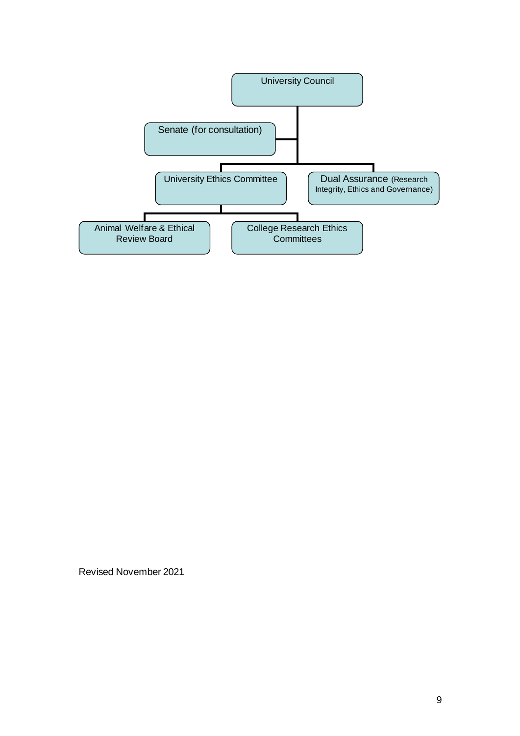University Council

Senate (for consultation)

University Ethics Committee

Dual Assurance (Research Integrity, Ethics and Governance)

Animal Welfare & Ethical Review Board

College Research Ethics Committees

Revised November 2021